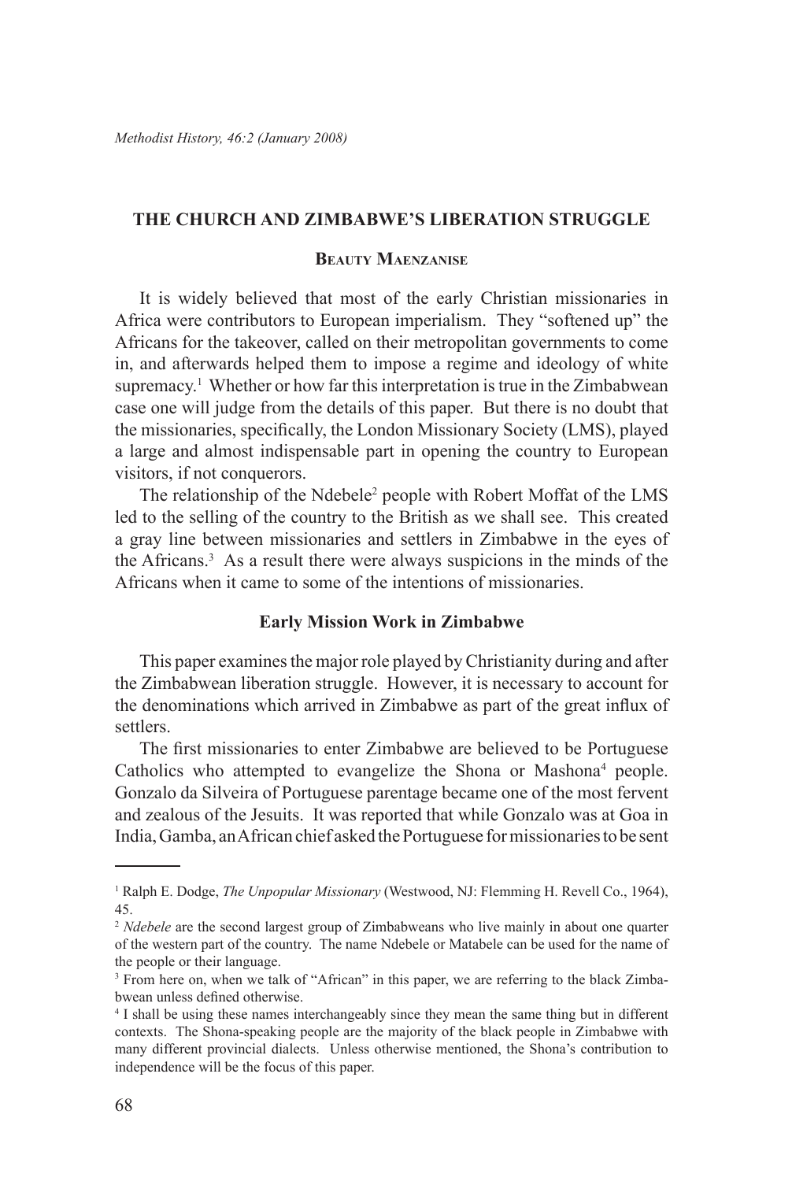# THE CHURCH AND ZIMBABWE'S LIBERATION STRUGGLE

**Beauty Maenzanise**

It is widely believed that most of the early Christian missionaries in Africa were contributors to European imperialism. They "softened up" the Africans for the takeover, called on their metropolitan governments to come in, and afterwards helped them to impose a regime and ideology of white supremacy.[1] Whether or how far this interpretation is true in the Zimbabwean case one will judge from the details of this paper. But there is no doubt that the missionaries, specifically, the London Missionary Society (LMS), played a large and almost indispensable part in opening the country to European visitors, if not conquerors.

The relationship of the Ndebele[2] people with Robert Moffat of the LMS led to the selling of the country to the British as we shall see. This created a gray line between missionaries and settlers in Zimbabwe in the eyes of the Africans.[3] As a result there were always suspicions in the minds of the Africans when it came to some of the intentions of missionaries.

## Early Mission Work in Zimbabwe

This paper examines the major role played by Christianity during and after the Zimbabwean liberation struggle. However, it is necessary to account for the denominations which arrived in Zimbabwe as part of the great influx of settlers.

The first missionaries to enter Zimbabwe are believed to be Portuguese Catholics who attempted to evangelize the Shona or Mashona[4] people. Gonzalo da Silveira of Portuguese parentage became one of the most fervent and zealous of the Jesuits. It was reported that while Gonzalo was at Goa in India, Gamba, an African chief asked the Portuguese for missionaries to be sent

---

[1] Ralph E. Dodge, *The Unpopular Missionary* (Westwood, NJ: Flemming H. Revell Co., 1964), 45.

[2] *Ndebele* are the second largest group of Zimbabweans who live mainly in about one quarter of the western part of the country. The name Ndebele or Matabele can be used for the name of the people or their language.

[3] From here on, when we talk of "African" in this paper, we are referring to the black Zimbabwean unless defined otherwise.

[4] I shall be using these names interchangeably since they mean the same thing but in different contexts. The Shona-speaking people are the majority of the black people in Zimbabwe with many different provincial dialects. Unless otherwise mentioned, the Shona's contribution to independence will be the focus of this paper.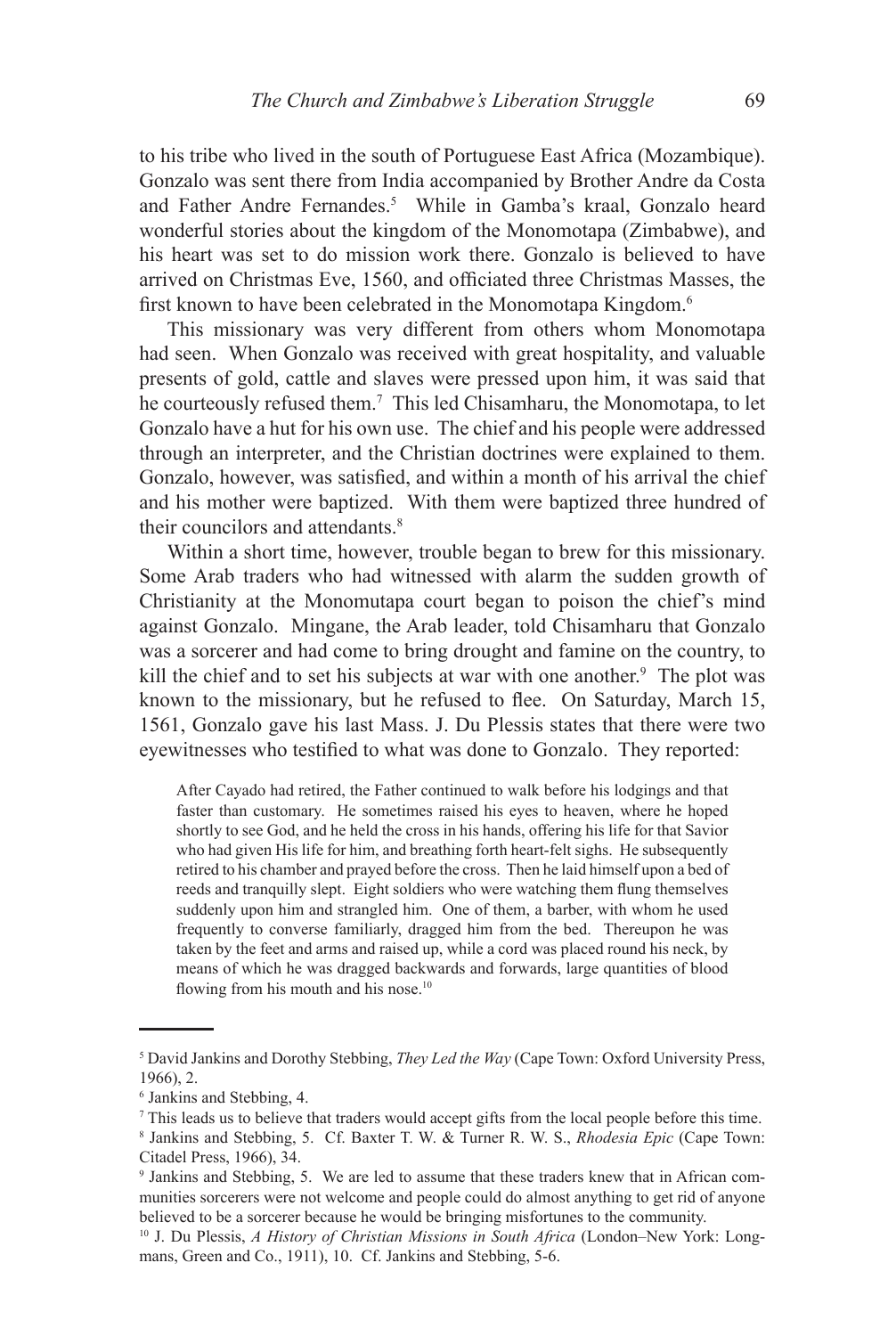to his tribe who lived in the south of Portuguese East Africa (Mozambique). Gonzalo was sent there from India accompanied by Brother Andre da Costa and Father Andre Fernandes.[5] While in Gamba's kraal, Gonzalo heard wonderful stories about the kingdom of the Monomotapa (Zimbabwe), and his heart was set to do mission work there. Gonzalo is believed to have arrived on Christmas Eve, 1560, and officiated three Christmas Masses, the first known to have been celebrated in the Monomotapa Kingdom.[6]

This missionary was very different from others whom Monomotapa had seen. When Gonzalo was received with great hospitality, and valuable presents of gold, cattle and slaves were pressed upon him, it was said that he courteously refused them.[7] This led Chisamharu, the Monomotapa, to let Gonzalo have a hut for his own use. The chief and his people were addressed through an interpreter, and the Christian doctrines were explained to them. Gonzalo, however, was satisfied, and within a month of his arrival the chief and his mother were baptized. With them were baptized three hundred of their councilors and attendants.[8]

Within a short time, however, trouble began to brew for this missionary. Some Arab traders who had witnessed with alarm the sudden growth of Christianity at the Monomutapa court began to poison the chief's mind against Gonzalo. Mingane, the Arab leader, told Chisamharu that Gonzalo was a sorcerer and had come to bring drought and famine on the country, to kill the chief and to set his subjects at war with one another.[9] The plot was known to the missionary, but he refused to flee. On Saturday, March 15, 1561, Gonzalo gave his last Mass. J. Du Plessis states that there were two eyewitnesses who testified to what was done to Gonzalo. They reported:

> After Cayado had retired, the Father continued to walk before his lodgings and that faster than customary. He sometimes raised his eyes to heaven, where he hoped shortly to see God, and he held the cross in his hands, offering his life for that Savior who had given His life for him, and breathing forth heart-felt sighs. He subsequently retired to his chamber and prayed before the cross. Then he laid himself upon a bed of reeds and tranquilly slept. Eight soldiers who were watching them flung themselves suddenly upon him and strangled him. One of them, a barber, with whom he used frequently to converse familiarly, dragged him from the bed. Thereupon he was taken by the feet and arms and raised up, while a cord was placed round his neck, by means of which he was dragged backwards and forwards, large quantities of blood flowing from his mouth and his nose.[10]

---

[5] David Jankins and Dorothy Stebbing, *They Led the Way* (Cape Town: Oxford University Press, 1966), 2.

[6] Jankins and Stebbing, 4.

[7] This leads us to believe that traders would accept gifts from the local people before this time.

[8] Jankins and Stebbing, 5. Cf. Baxter T. W. & Turner R. W. S., *Rhodesia Epic* (Cape Town: Citadel Press, 1966), 34.

[9] Jankins and Stebbing, 5. We are led to assume that these traders knew that in African communities sorcerers were not welcome and people could do almost anything to get rid of anyone believed to be a sorcerer because he would be bringing misfortunes to the community.

[10] J. Du Plessis, *A History of Christian Missions in South Africa* (London–New York: Longmans, Green and Co., 1911), 10. Cf. Jankins and Stebbing, 5-6.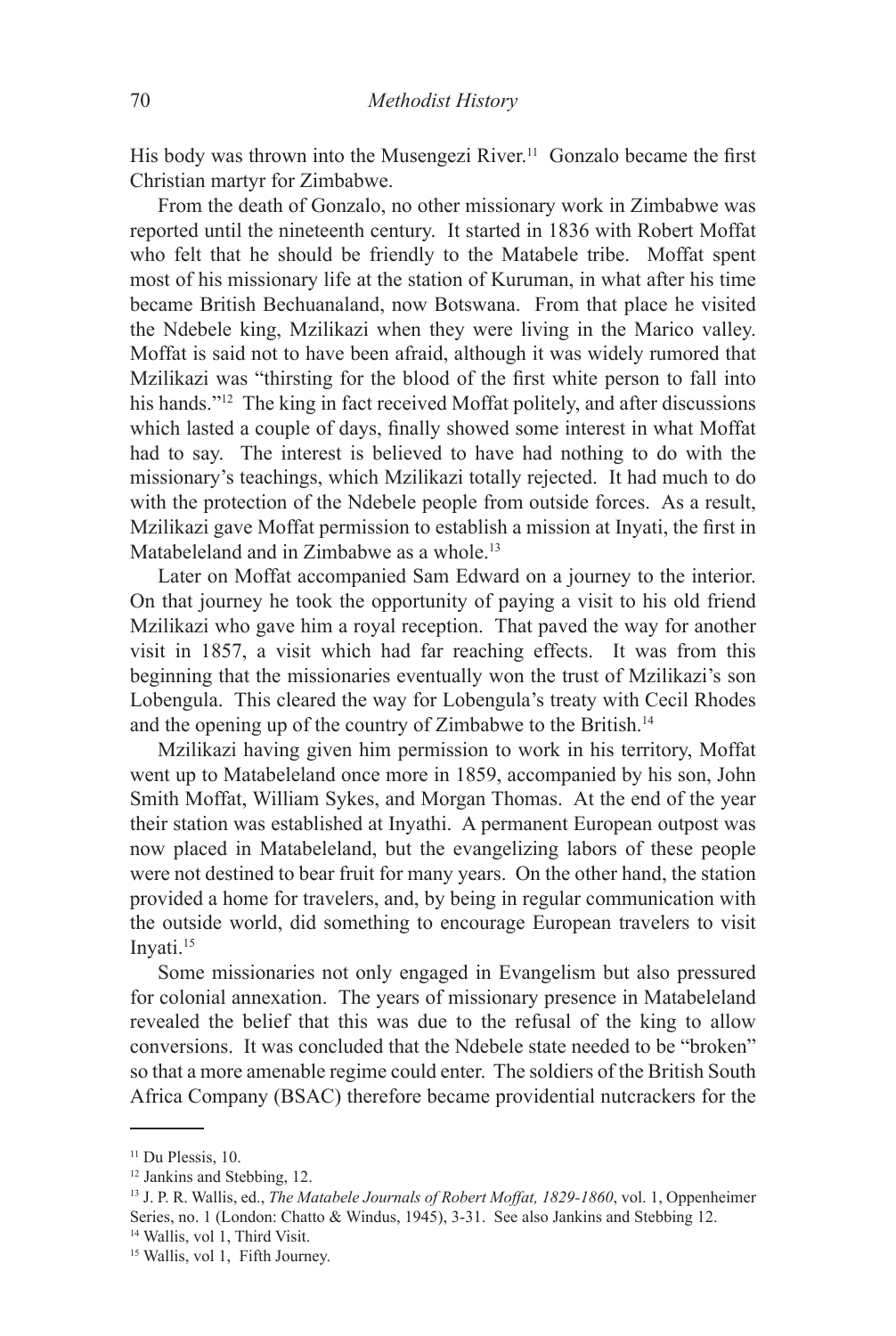His body was thrown into the Musengezi River.[11] Gonzalo became the first Christian martyr for Zimbabwe.

From the death of Gonzalo, no other missionary work in Zimbabwe was reported until the nineteenth century. It started in 1836 with Robert Moffat who felt that he should be friendly to the Matabele tribe. Moffat spent most of his missionary life at the station of Kuruman, in what after his time became British Bechuanaland, now Botswana. From that place he visited the Ndebele king, Mzilikazi when they were living in the Marico valley. Moffat is said not to have been afraid, although it was widely rumored that Mzilikazi was "thirsting for the blood of the first white person to fall into his hands."[12] The king in fact received Moffat politely, and after discussions which lasted a couple of days, finally showed some interest in what Moffat had to say. The interest is believed to have had nothing to do with the missionary's teachings, which Mzilikazi totally rejected. It had much to do with the protection of the Ndebele people from outside forces. As a result, Mzilikazi gave Moffat permission to establish a mission at Inyati, the first in Matabeleland and in Zimbabwe as a whole.[13]

Later on Moffat accompanied Sam Edward on a journey to the interior. On that journey he took the opportunity of paying a visit to his old friend Mzilikazi who gave him a royal reception. That paved the way for another visit in 1857, a visit which had far reaching effects. It was from this beginning that the missionaries eventually won the trust of Mzilikazi's son Lobengula. This cleared the way for Lobengula's treaty with Cecil Rhodes and the opening up of the country of Zimbabwe to the British.[14]

Mzilikazi having given him permission to work in his territory, Moffat went up to Matabeleland once more in 1859, accompanied by his son, John Smith Moffat, William Sykes, and Morgan Thomas. At the end of the year their station was established at Inyathi. A permanent European outpost was now placed in Matabeleland, but the evangelizing labors of these people were not destined to bear fruit for many years. On the other hand, the station provided a home for travelers, and, by being in regular communication with the outside world, did something to encourage European travelers to visit Inyati.[15]

Some missionaries not only engaged in Evangelism but also pressured for colonial annexation. The years of missionary presence in Matabeleland revealed the belief that this was due to the refusal of the king to allow conversions. It was concluded that the Ndebele state needed to be "broken" so that a more amenable regime could enter. The soldiers of the British South Africa Company (BSAC) therefore became providential nutcrackers for the

---

[11] Du Plessis, 10.

[12] Jankins and Stebbing, 12.

[13] J. P. R. Wallis, ed., *The Matabele Journals of Robert Moffat, 1829-1860*, vol. 1, Oppenheimer Series, no. 1 (London: Chatto & Windus, 1945), 3-31. See also Jankins and Stebbing 12.

[14] Wallis, vol 1, Third Visit.

[15] Wallis, vol 1, Fifth Journey.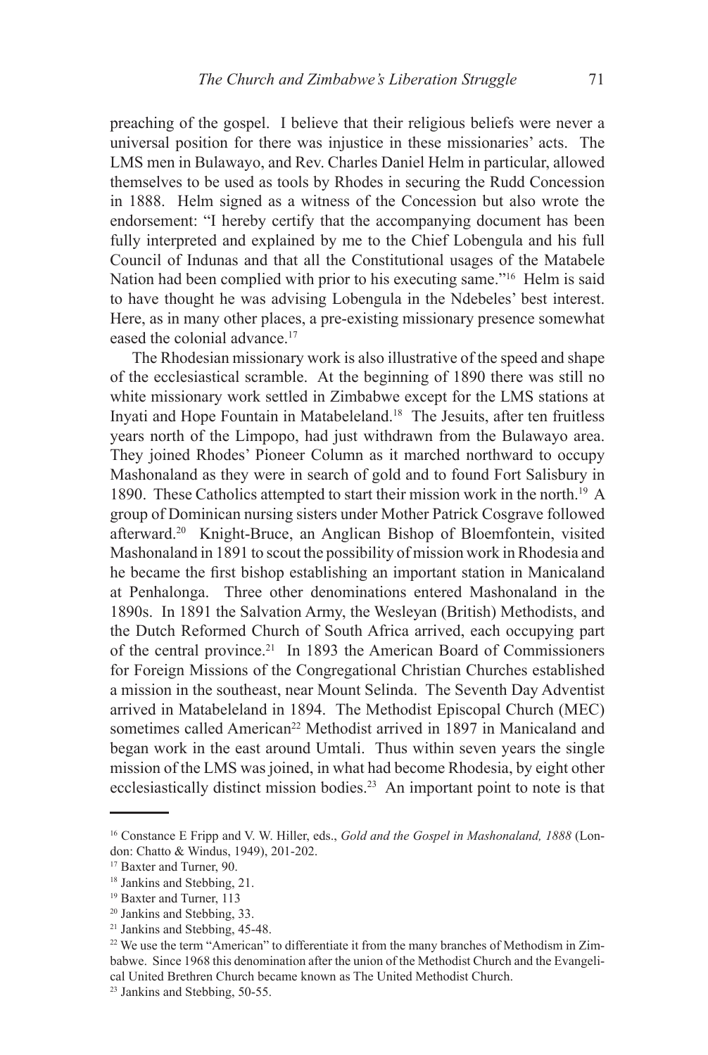preaching of the gospel. I believe that their religious beliefs were never a universal position for there was injustice in these missionaries' acts. The LMS men in Bulawayo, and Rev. Charles Daniel Helm in particular, allowed themselves to be used as tools by Rhodes in securing the Rudd Concession in 1888. Helm signed as a witness of the Concession but also wrote the endorsement: "I hereby certify that the accompanying document has been fully interpreted and explained by me to the Chief Lobengula and his full Council of Indunas and that all the Constitutional usages of the Matabele Nation had been complied with prior to his executing same."[16] Helm is said to have thought he was advising Lobengula in the Ndebeles' best interest. Here, as in many other places, a pre-existing missionary presence somewhat eased the colonial advance.[17]

The Rhodesian missionary work is also illustrative of the speed and shape of the ecclesiastical scramble. At the beginning of 1890 there was still no white missionary work settled in Zimbabwe except for the LMS stations at Inyati and Hope Fountain in Matabeleland.[18] The Jesuits, after ten fruitless years north of the Limpopo, had just withdrawn from the Bulawayo area. They joined Rhodes' Pioneer Column as it marched northward to occupy Mashonaland as they were in search of gold and to found Fort Salisbury in 1890. These Catholics attempted to start their mission work in the north.[19] A group of Dominican nursing sisters under Mother Patrick Cosgrave followed afterward.[20] Knight-Bruce, an Anglican Bishop of Bloemfontein, visited Mashonaland in 1891 to scout the possibility of mission work in Rhodesia and he became the first bishop establishing an important station in Manicaland at Penhalonga. Three other denominations entered Mashonaland in the 1890s. In 1891 the Salvation Army, the Wesleyan (British) Methodists, and the Dutch Reformed Church of South Africa arrived, each occupying part of the central province.[21] In 1893 the American Board of Commissioners for Foreign Missions of the Congregational Christian Churches established a mission in the southeast, near Mount Selinda. The Seventh Day Adventist arrived in Matabeleland in 1894. The Methodist Episcopal Church (MEC) sometimes called American[22] Methodist arrived in 1897 in Manicaland and began work in the east around Umtali. Thus within seven years the single mission of the LMS was joined, in what had become Rhodesia, by eight other ecclesiastically distinct mission bodies.[23] An important point to note is that

---

[16] Constance E Fripp and V. W. Hiller, eds., *Gold and the Gospel in Mashonaland, 1888* (London: Chatto & Windus, 1949), 201-202.

[17] Baxter and Turner, 90.

[18] Jankins and Stebbing, 21.

[19] Baxter and Turner, 113

[20] Jankins and Stebbing, 33.

[21] Jankins and Stebbing, 45-48.

[22] We use the term "American" to differentiate it from the many branches of Methodism in Zimbabwe. Since 1968 this denomination after the union of the Methodist Church and the Evangelical United Brethren Church became known as The United Methodist Church.

[23] Jankins and Stebbing, 50-55.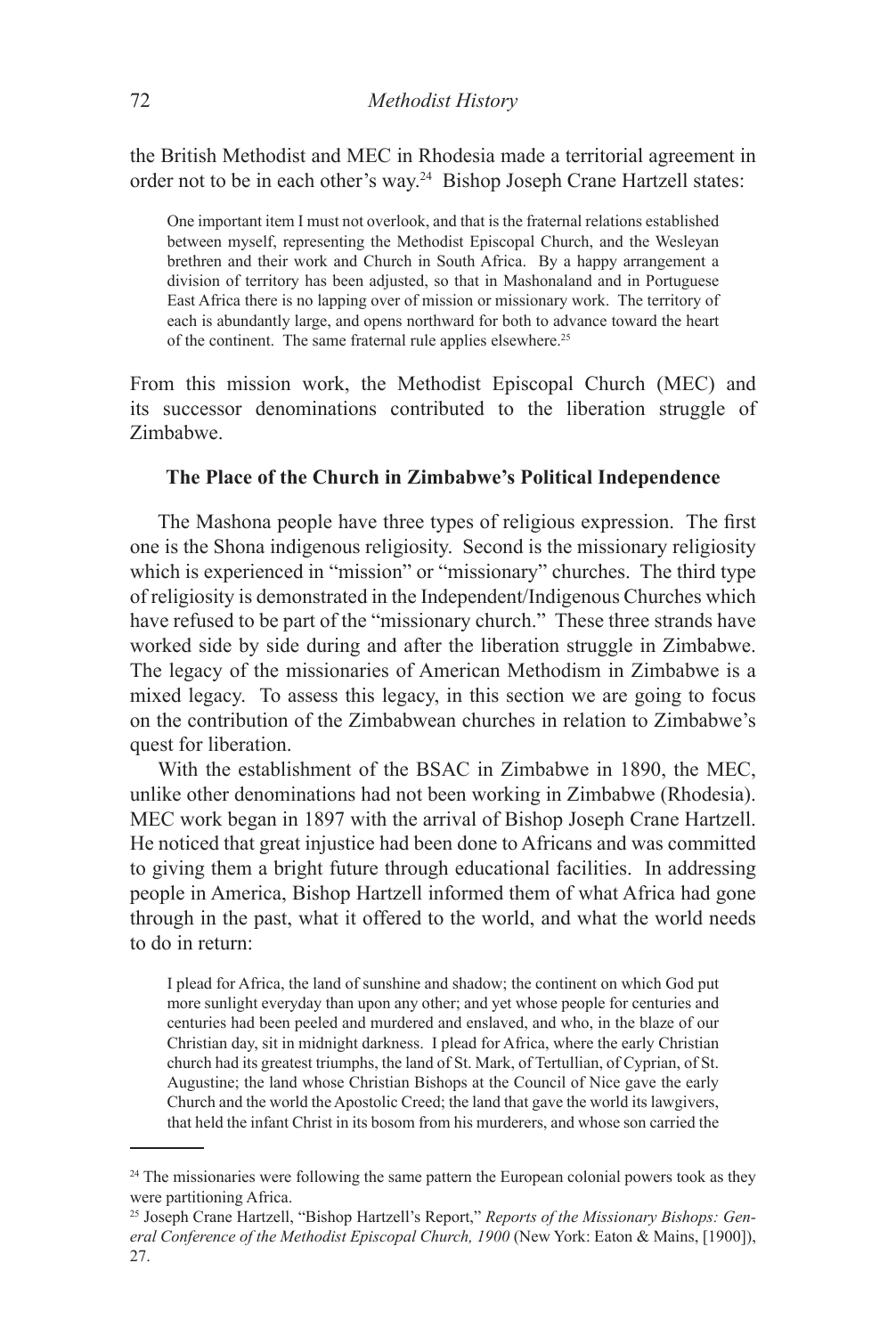the British Methodist and MEC in Rhodesia made a territorial agreement in order not to be in each other's way.[24] Bishop Joseph Crane Hartzell states:

> One important item I must not overlook, and that is the fraternal relations established between myself, representing the Methodist Episcopal Church, and the Wesleyan brethren and their work and Church in South Africa. By a happy arrangement a division of territory has been adjusted, so that in Mashonaland and in Portuguese East Africa there is no lapping over of mission or missionary work. The territory of each is abundantly large, and opens northward for both to advance toward the heart of the continent. The same fraternal rule applies elsewhere.[25]

From this mission work, the Methodist Episcopal Church (MEC) and its successor denominations contributed to the liberation struggle of Zimbabwe.

### The Place of the Church in Zimbabwe's Political Independence

The Mashona people have three types of religious expression. The first one is the Shona indigenous religiosity. Second is the missionary religiosity which is experienced in "mission" or "missionary" churches. The third type of religiosity is demonstrated in the Independent/Indigenous Churches which have refused to be part of the "missionary church." These three strands have worked side by side during and after the liberation struggle in Zimbabwe. The legacy of the missionaries of American Methodism in Zimbabwe is a mixed legacy. To assess this legacy, in this section we are going to focus on the contribution of the Zimbabwean churches in relation to Zimbabwe's quest for liberation.

With the establishment of the BSAC in Zimbabwe in 1890, the MEC, unlike other denominations had not been working in Zimbabwe (Rhodesia). MEC work began in 1897 with the arrival of Bishop Joseph Crane Hartzell. He noticed that great injustice had been done to Africans and was committed to giving them a bright future through educational facilities. In addressing people in America, Bishop Hartzell informed them of what Africa had gone through in the past, what it offered to the world, and what the world needs to do in return:

> I plead for Africa, the land of sunshine and shadow; the continent on which God put more sunlight everyday than upon any other; and yet whose people for centuries and centuries had been peeled and murdered and enslaved, and who, in the blaze of our Christian day, sit in midnight darkness. I plead for Africa, where the early Christian church had its greatest triumphs, the land of St. Mark, of Tertullian, of Cyprian, of St. Augustine; the land whose Christian Bishops at the Council of Nice gave the early Church and the world the Apostolic Creed; the land that gave the world its lawgivers, that held the infant Christ in its bosom from his murderers, and whose son carried the

---

[24] The missionaries were following the same pattern the European colonial powers took as they were partitioning Africa.

[25] Joseph Crane Hartzell, "Bishop Hartzell's Report," *Reports of the Missionary Bishops: General Conference of the Methodist Episcopal Church, 1900* (New York: Eaton & Mains, [1900]), 27.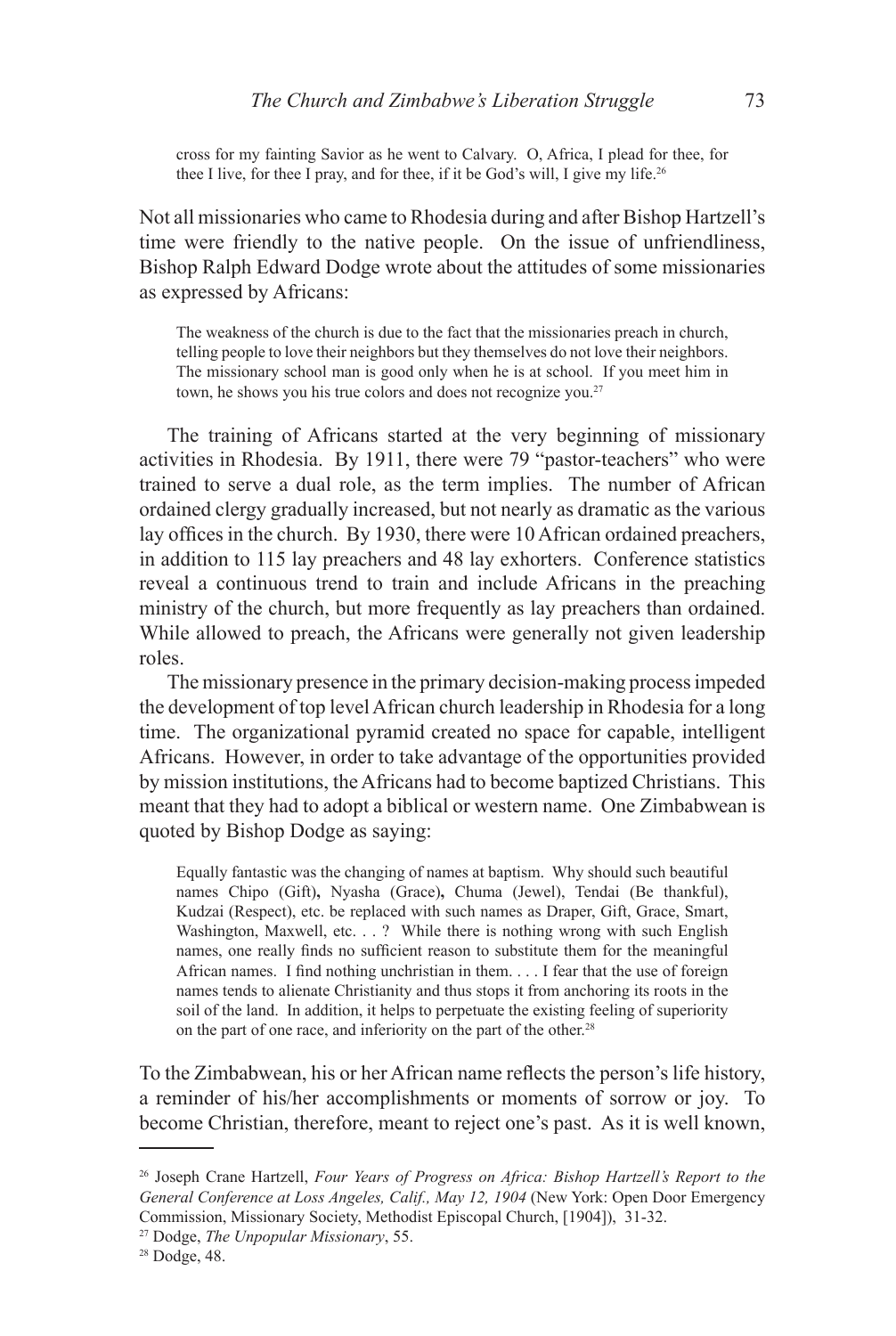> cross for my fainting Savior as he went to Calvary. O, Africa, I plead for thee, for thee I live, for thee I pray, and for thee, if it be God's will, I give my life.[26]

Not all missionaries who came to Rhodesia during and after Bishop Hartzell's time were friendly to the native people. On the issue of unfriendliness, Bishop Ralph Edward Dodge wrote about the attitudes of some missionaries as expressed by Africans:

> The weakness of the church is due to the fact that the missionaries preach in church, telling people to love their neighbors but they themselves do not love their neighbors. The missionary school man is good only when he is at school. If you meet him in town, he shows you his true colors and does not recognize you.[27]

The training of Africans started at the very beginning of missionary activities in Rhodesia. By 1911, there were 79 "pastor-teachers" who were trained to serve a dual role, as the term implies. The number of African ordained clergy gradually increased, but not nearly as dramatic as the various lay offices in the church. By 1930, there were 10 African ordained preachers, in addition to 115 lay preachers and 48 lay exhorters. Conference statistics reveal a continuous trend to train and include Africans in the preaching ministry of the church, but more frequently as lay preachers than ordained. While allowed to preach, the Africans were generally not given leadership roles.

The missionary presence in the primary decision-making process impeded the development of top level African church leadership in Rhodesia for a long time. The organizational pyramid created no space for capable, intelligent Africans. However, in order to take advantage of the opportunities provided by mission institutions, the Africans had to become baptized Christians. This meant that they had to adopt a biblical or western name. One Zimbabwean is quoted by Bishop Dodge as saying:

> Equally fantastic was the changing of names at baptism. Why should such beautiful names Chipo (Gift), Nyasha (Grace), Chuma (Jewel), Tendai (Be thankful), Kudzai (Respect), etc. be replaced with such names as Draper, Gift, Grace, Smart, Washington, Maxwell, etc. . . ? While there is nothing wrong with such English names, one really finds no sufficient reason to substitute them for the meaningful African names. I find nothing unchristian in them. . . . I fear that the use of foreign names tends to alienate Christianity and thus stops it from anchoring its roots in the soil of the land. In addition, it helps to perpetuate the existing feeling of superiority on the part of one race, and inferiority on the part of the other.[28]

To the Zimbabwean, his or her African name reflects the person's life history, a reminder of his/her accomplishments or moments of sorrow or joy. To become Christian, therefore, meant to reject one's past. As it is well known,

---

[26] Joseph Crane Hartzell, *Four Years of Progress on Africa: Bishop Hartzell's Report to the General Conference at Loss Angeles, Calif., May 12, 1904* (New York: Open Door Emergency Commission, Missionary Society, Methodist Episcopal Church, [1904]), 31-32.

[27] Dodge, *The Unpopular Missionary*, 55.

[28] Dodge, 48.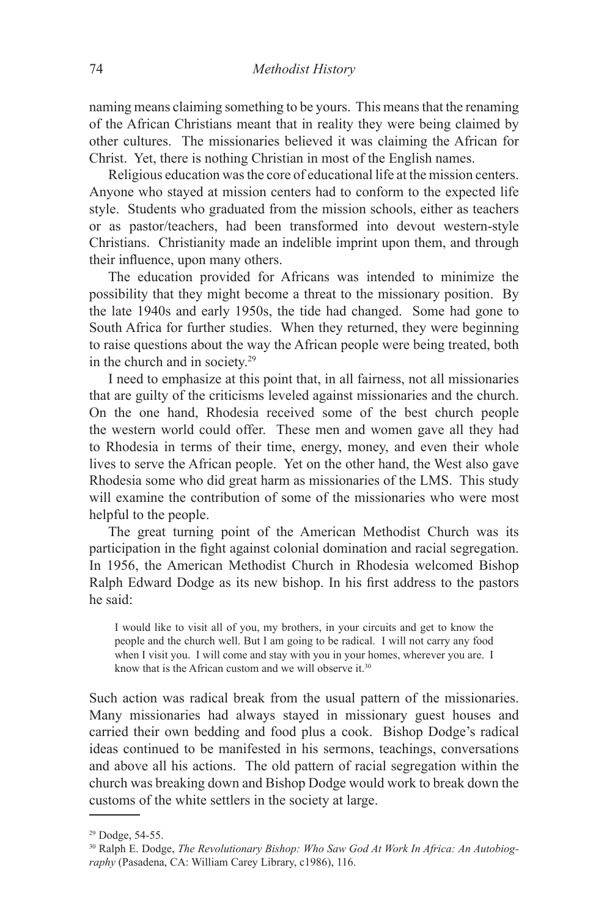naming means claiming something to be yours. This means that the renaming of the African Christians meant that in reality they were being claimed by other cultures. The missionaries believed it was claiming the African for Christ. Yet, there is nothing Christian in most of the English names.

Religious education was the core of educational life at the mission centers. Anyone who stayed at mission centers had to conform to the expected life style. Students who graduated from the mission schools, either as teachers or as pastor/teachers, had been transformed into devout western-style Christians. Christianity made an indelible imprint upon them, and through their influence, upon many others.

The education provided for Africans was intended to minimize the possibility that they might become a threat to the missionary position. By the late 1940s and early 1950s, the tide had changed. Some had gone to South Africa for further studies. When they returned, they were beginning to raise questions about the way the African people were being treated, both in the church and in society.[29]

I need to emphasize at this point that, in all fairness, not all missionaries that are guilty of the criticisms leveled against missionaries and the church. On the one hand, Rhodesia received some of the best church people the western world could offer. These men and women gave all they had to Rhodesia in terms of their time, energy, money, and even their whole lives to serve the African people. Yet on the other hand, the West also gave Rhodesia some who did great harm as missionaries of the LMS. This study will examine the contribution of some of the missionaries who were most helpful to the people.

The great turning point of the American Methodist Church was its participation in the fight against colonial domination and racial segregation. In 1956, the American Methodist Church in Rhodesia welcomed Bishop Ralph Edward Dodge as its new bishop. In his first address to the pastors he said:

> I would like to visit all of you, my brothers, in your circuits and get to know the people and the church well. But I am going to be radical. I will not carry any food when I visit you. I will come and stay with you in your homes, wherever you are. I know that is the African custom and we will observe it.[30]

Such action was radical break from the usual pattern of the missionaries. Many missionaries had always stayed in missionary guest houses and carried their own bedding and food plus a cook. Bishop Dodge's radical ideas continued to be manifested in his sermons, teachings, conversations and above all his actions. The old pattern of racial segregation within the church was breaking down and Bishop Dodge would work to break down the customs of the white settlers in the society at large.

---

[29] Dodge, 54-55.

[30] Ralph E. Dodge, *The Revolutionary Bishop: Who Saw God At Work In Africa: An Autobiography* (Pasadena, CA: William Carey Library, c1986), 116.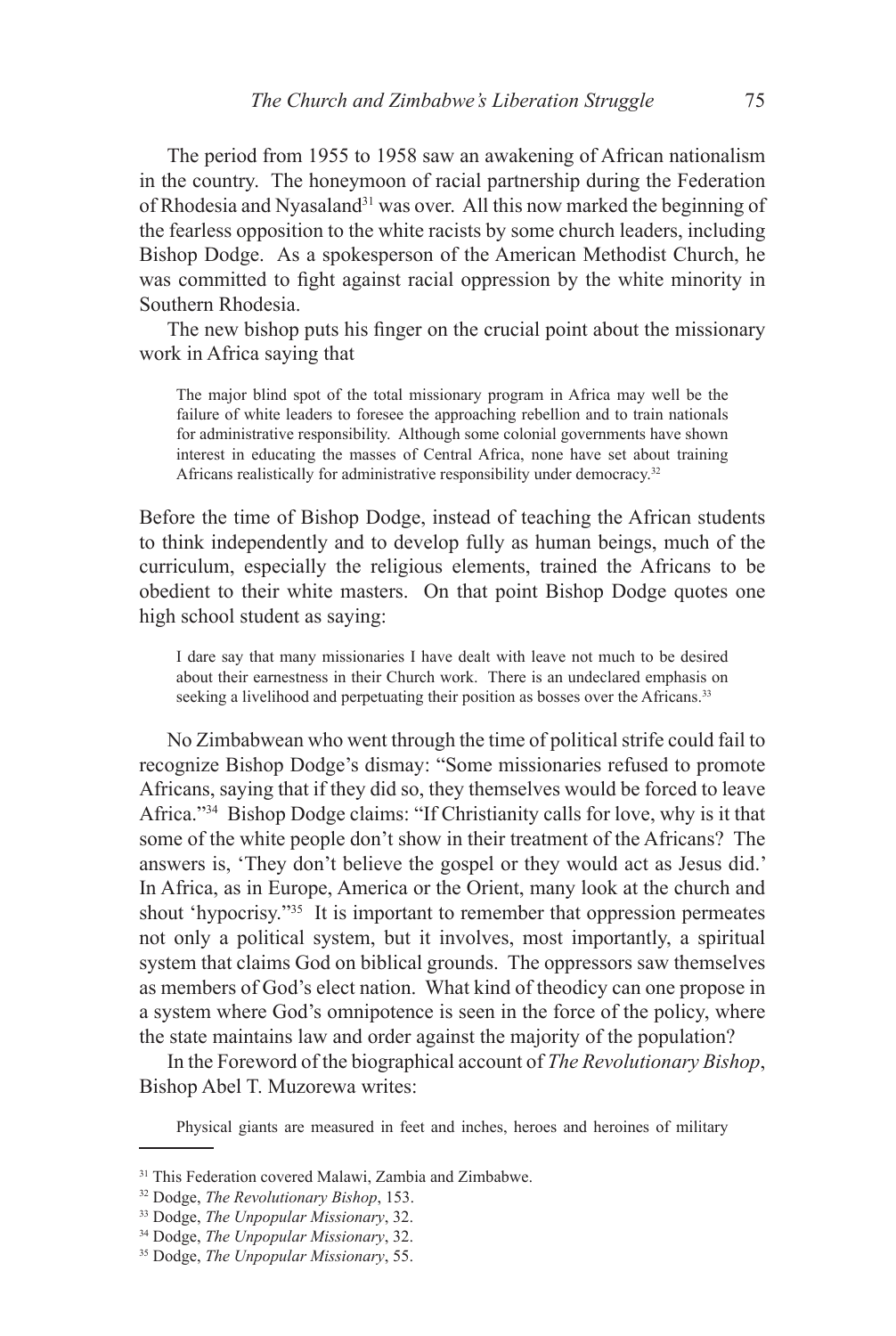The period from 1955 to 1958 saw an awakening of African nationalism in the country. The honeymoon of racial partnership during the Federation of Rhodesia and Nyasaland[31] was over. All this now marked the beginning of the fearless opposition to the white racists by some church leaders, including Bishop Dodge. As a spokesperson of the American Methodist Church, he was committed to fight against racial oppression by the white minority in Southern Rhodesia.

The new bishop puts his finger on the crucial point about the missionary work in Africa saying that

> The major blind spot of the total missionary program in Africa may well be the failure of white leaders to foresee the approaching rebellion and to train nationals for administrative responsibility. Although some colonial governments have shown interest in educating the masses of Central Africa, none have set about training Africans realistically for administrative responsibility under democracy.[32]

Before the time of Bishop Dodge, instead of teaching the African students to think independently and to develop fully as human beings, much of the curriculum, especially the religious elements, trained the Africans to be obedient to their white masters. On that point Bishop Dodge quotes one high school student as saying:

> I dare say that many missionaries I have dealt with leave not much to be desired about their earnestness in their Church work. There is an undeclared emphasis on seeking a livelihood and perpetuating their position as bosses over the Africans.[33]

No Zimbabwean who went through the time of political strife could fail to recognize Bishop Dodge's dismay: "Some missionaries refused to promote Africans, saying that if they did so, they themselves would be forced to leave Africa."[34] Bishop Dodge claims: "If Christianity calls for love, why is it that some of the white people don't show in their treatment of the Africans? The answers is, 'They don't believe the gospel or they would act as Jesus did.' In Africa, as in Europe, America or the Orient, many look at the church and shout 'hypocrisy.'"[35] It is important to remember that oppression permeates not only a political system, but it involves, most importantly, a spiritual system that claims God on biblical grounds. The oppressors saw themselves as members of God's elect nation. What kind of theodicy can one propose in a system where God's omnipotence is seen in the force of the policy, where the state maintains law and order against the majority of the population?

In the Foreword of the biographical account of *The Revolutionary Bishop*, Bishop Abel T. Muzorewa writes:

> Physical giants are measured in feet and inches, heroes and heroines of military

---

[31] This Federation covered Malawi, Zambia and Zimbabwe.

[32] Dodge, *The Revolutionary Bishop*, 153.

[33] Dodge, *The Unpopular Missionary*, 32.

[34] Dodge, *The Unpopular Missionary*, 32.

[35] Dodge, *The Unpopular Missionary*, 55.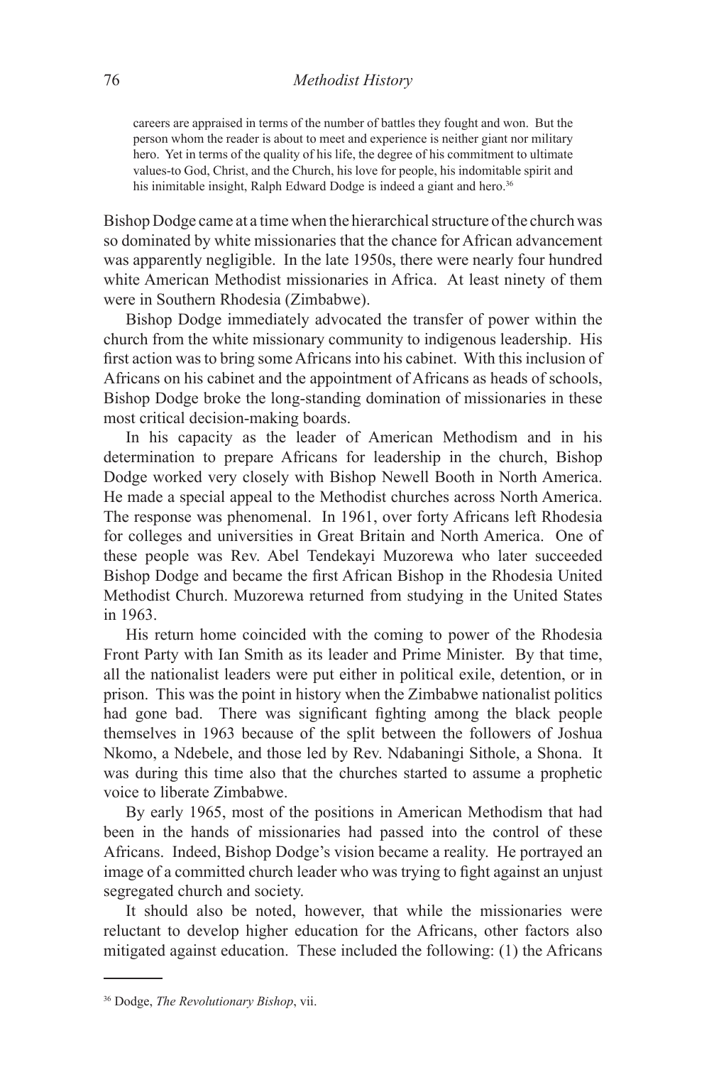> careers are appraised in terms of the number of battles they fought and won. But the person whom the reader is about to meet and experience is neither giant nor military hero. Yet in terms of the quality of his life, the degree of his commitment to ultimate values-to God, Christ, and the Church, his love for people, his indomitable spirit and his inimitable insight, Ralph Edward Dodge is indeed a giant and hero.[36]

Bishop Dodge came at a time when the hierarchical structure of the church was so dominated by white missionaries that the chance for African advancement was apparently negligible. In the late 1950s, there were nearly four hundred white American Methodist missionaries in Africa. At least ninety of them were in Southern Rhodesia (Zimbabwe).

Bishop Dodge immediately advocated the transfer of power within the church from the white missionary community to indigenous leadership. His first action was to bring some Africans into his cabinet. With this inclusion of Africans on his cabinet and the appointment of Africans as heads of schools, Bishop Dodge broke the long-standing domination of missionaries in these most critical decision-making boards.

In his capacity as the leader of American Methodism and in his determination to prepare Africans for leadership in the church, Bishop Dodge worked very closely with Bishop Newell Booth in North America. He made a special appeal to the Methodist churches across North America. The response was phenomenal. In 1961, over forty Africans left Rhodesia for colleges and universities in Great Britain and North America. One of these people was Rev. Abel Tendekayi Muzorewa who later succeeded Bishop Dodge and became the first African Bishop in the Rhodesia United Methodist Church. Muzorewa returned from studying in the United States in 1963.

His return home coincided with the coming to power of the Rhodesia Front Party with Ian Smith as its leader and Prime Minister. By that time, all the nationalist leaders were put either in political exile, detention, or in prison. This was the point in history when the Zimbabwe nationalist politics had gone bad. There was significant fighting among the black people themselves in 1963 because of the split between the followers of Joshua Nkomo, a Ndebele, and those led by Rev. Ndabaningi Sithole, a Shona. It was during this time also that the churches started to assume a prophetic voice to liberate Zimbabwe.

By early 1965, most of the positions in American Methodism that had been in the hands of missionaries had passed into the control of these Africans. Indeed, Bishop Dodge's vision became a reality. He portrayed an image of a committed church leader who was trying to fight against an unjust segregated church and society.

It should also be noted, however, that while the missionaries were reluctant to develop higher education for the Africans, other factors also mitigated against education. These included the following: (1) the Africans

---

[36] Dodge, *The Revolutionary Bishop*, vii.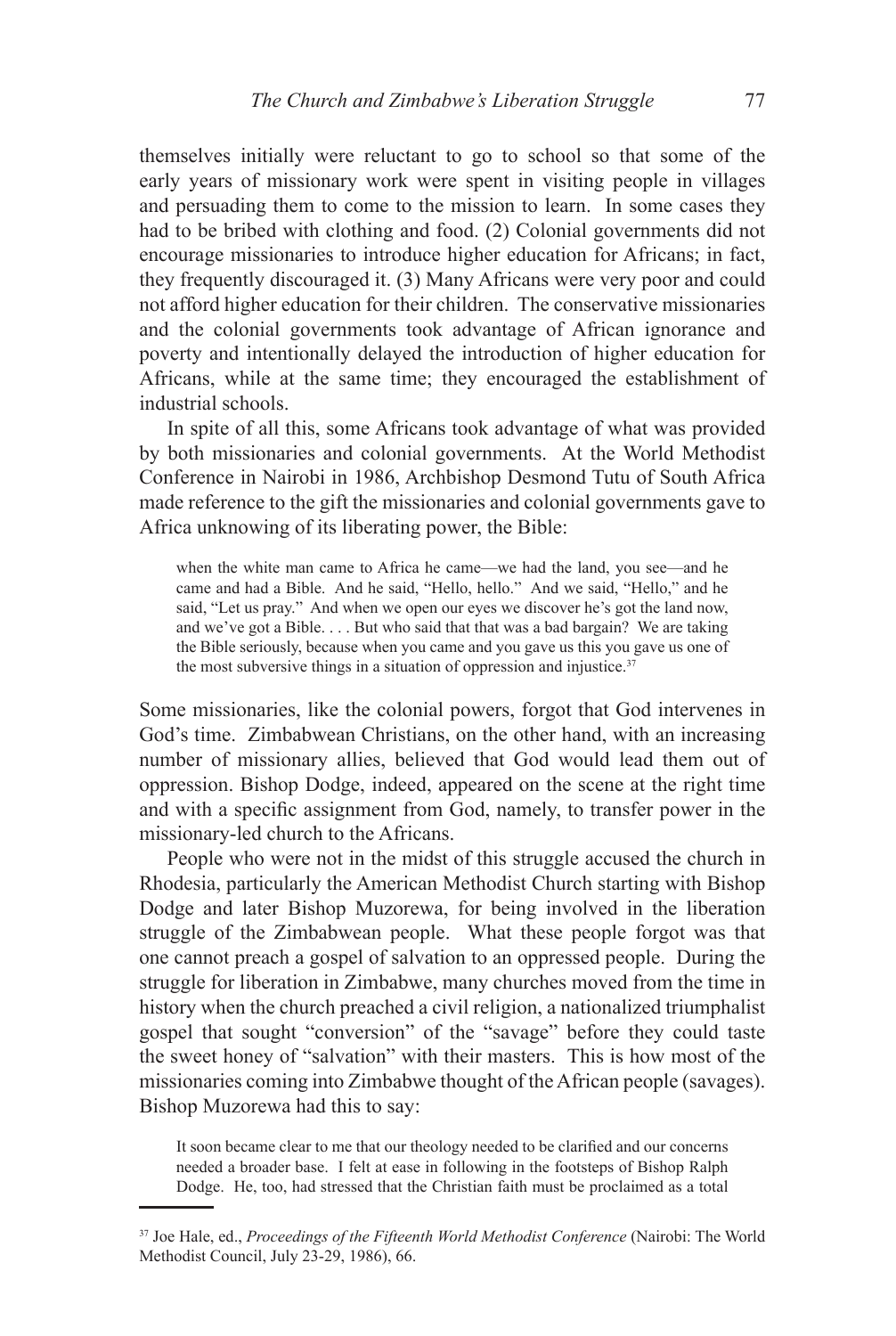themselves initially were reluctant to go to school so that some of the early years of missionary work were spent in visiting people in villages and persuading them to come to the mission to learn. In some cases they had to be bribed with clothing and food. (2) Colonial governments did not encourage missionaries to introduce higher education for Africans; in fact, they frequently discouraged it. (3) Many Africans were very poor and could not afford higher education for their children. The conservative missionaries and the colonial governments took advantage of African ignorance and poverty and intentionally delayed the introduction of higher education for Africans, while at the same time; they encouraged the establishment of industrial schools.

In spite of all this, some Africans took advantage of what was provided by both missionaries and colonial governments. At the World Methodist Conference in Nairobi in 1986, Archbishop Desmond Tutu of South Africa made reference to the gift the missionaries and colonial governments gave to Africa unknowing of its liberating power, the Bible:

> when the white man came to Africa he came—we had the land, you see—and he came and had a Bible. And he said, "Hello, hello." And we said, "Hello," and he said, "Let us pray." And when we open our eyes we discover he's got the land now, and we've got a Bible. . . . But who said that that was a bad bargain? We are taking the Bible seriously, because when you came and you gave us this you gave us one of the most subversive things in a situation of oppression and injustice.[37]

Some missionaries, like the colonial powers, forgot that God intervenes in God's time. Zimbabwean Christians, on the other hand, with an increasing number of missionary allies, believed that God would lead them out of oppression. Bishop Dodge, indeed, appeared on the scene at the right time and with a specific assignment from God, namely, to transfer power in the missionary-led church to the Africans.

People who were not in the midst of this struggle accused the church in Rhodesia, particularly the American Methodist Church starting with Bishop Dodge and later Bishop Muzorewa, for being involved in the liberation struggle of the Zimbabwean people. What these people forgot was that one cannot preach a gospel of salvation to an oppressed people. During the struggle for liberation in Zimbabwe, many churches moved from the time in history when the church preached a civil religion, a nationalized triumphalist gospel that sought "conversion" of the "savage" before they could taste the sweet honey of "salvation" with their masters. This is how most of the missionaries coming into Zimbabwe thought of the African people (savages). Bishop Muzorewa had this to say:

> It soon became clear to me that our theology needed to be clarified and our concerns needed a broader base. I felt at ease in following in the footsteps of Bishop Ralph Dodge. He, too, had stressed that the Christian faith must be proclaimed as a total

---

[37] Joe Hale, ed., *Proceedings of the Fifteenth World Methodist Conference* (Nairobi: The World Methodist Council, July 23-29, 1986), 66.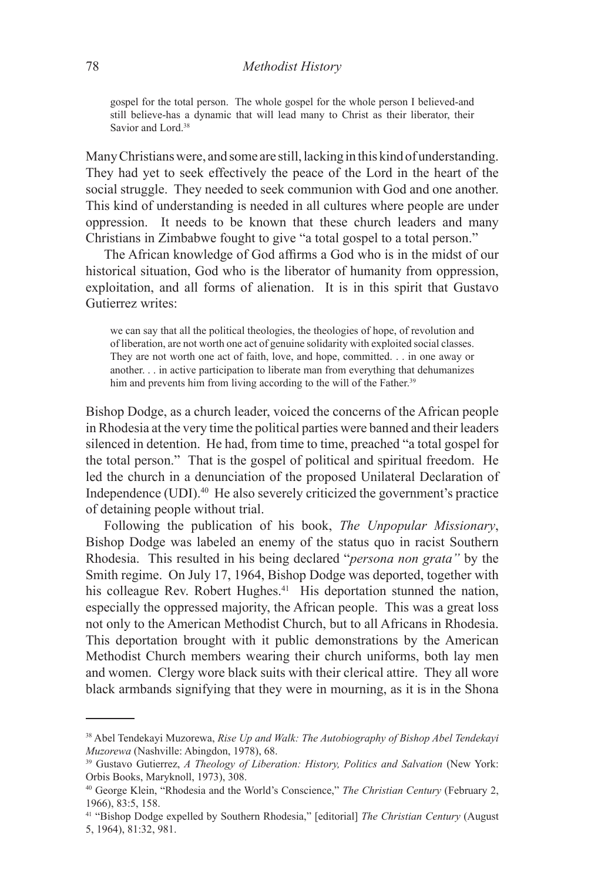> gospel for the total person. The whole gospel for the whole person I believed-and still believe-has a dynamic that will lead many to Christ as their liberator, their Savior and Lord.[38]

Many Christians were, and some are still, lacking in this kind of understanding. They had yet to seek effectively the peace of the Lord in the heart of the social struggle. They needed to seek communion with God and one another. This kind of understanding is needed in all cultures where people are under oppression. It needs to be known that these church leaders and many Christians in Zimbabwe fought to give "a total gospel to a total person."

The African knowledge of God affirms a God who is in the midst of our historical situation, God who is the liberator of humanity from oppression, exploitation, and all forms of alienation. It is in this spirit that Gustavo Gutierrez writes:

> we can say that all the political theologies, the theologies of hope, of revolution and of liberation, are not worth one act of genuine solidarity with exploited social classes. They are not worth one act of faith, love, and hope, committed. . . in one away or another. . . in active participation to liberate man from everything that dehumanizes him and prevents him from living according to the will of the Father.[39]

Bishop Dodge, as a church leader, voiced the concerns of the African people in Rhodesia at the very time the political parties were banned and their leaders silenced in detention. He had, from time to time, preached "a total gospel for the total person." That is the gospel of political and spiritual freedom. He led the church in a denunciation of the proposed Unilateral Declaration of Independence (UDI).[40] He also severely criticized the government's practice of detaining people without trial.

Following the publication of his book, *The Unpopular Missionary*, Bishop Dodge was labeled an enemy of the status quo in racist Southern Rhodesia. This resulted in his being declared "*persona non grata"* by the Smith regime. On July 17, 1964, Bishop Dodge was deported, together with his colleague Rev. Robert Hughes.[41] His deportation stunned the nation, especially the oppressed majority, the African people. This was a great loss not only to the American Methodist Church, but to all Africans in Rhodesia. This deportation brought with it public demonstrations by the American Methodist Church members wearing their church uniforms, both lay men and women. Clergy wore black suits with their clerical attire. They all wore black armbands signifying that they were in mourning, as it is in the Shona

---

[38] Abel Tendekayi Muzorewa, *Rise Up and Walk: The Autobiography of Bishop Abel Tendekayi Muzorewa* (Nashville: Abingdon, 1978), 68.

[39] Gustavo Gutierrez, *A Theology of Liberation: History, Politics and Salvation* (New York: Orbis Books, Maryknoll, 1973), 308.

[40] George Klein, "Rhodesia and the World's Conscience," *The Christian Century* (February 2, 1966), 83:5, 158.

[41] "Bishop Dodge expelled by Southern Rhodesia," [editorial] *The Christian Century* (August 5, 1964), 81:32, 981.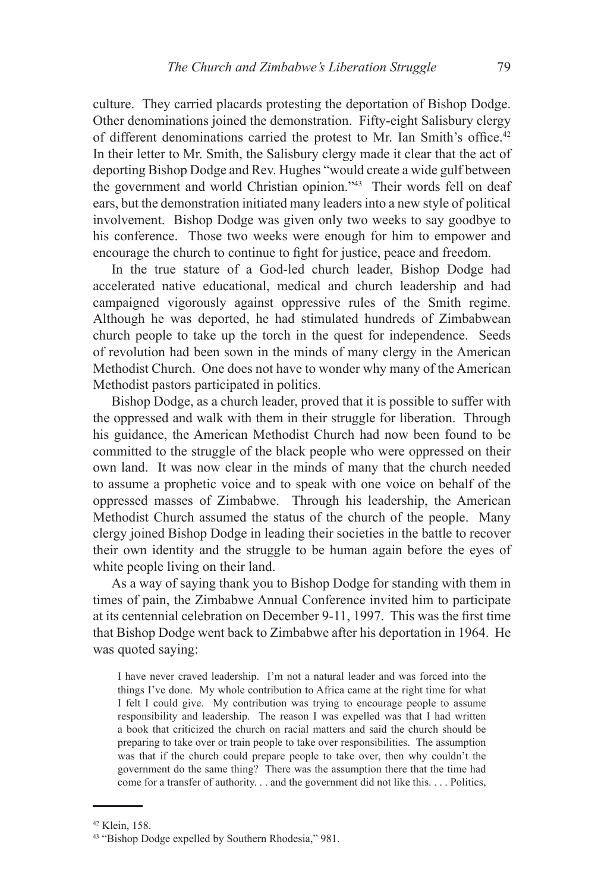culture. They carried placards protesting the deportation of Bishop Dodge. Other denominations joined the demonstration. Fifty-eight Salisbury clergy of different denominations carried the protest to Mr. Ian Smith's office.[42] In their letter to Mr. Smith, the Salisbury clergy made it clear that the act of deporting Bishop Dodge and Rev. Hughes "would create a wide gulf between the government and world Christian opinion."[43] Their words fell on deaf ears, but the demonstration initiated many leaders into a new style of political involvement. Bishop Dodge was given only two weeks to say goodbye to his conference. Those two weeks were enough for him to empower and encourage the church to continue to fight for justice, peace and freedom.

In the true stature of a God-led church leader, Bishop Dodge had accelerated native educational, medical and church leadership and had campaigned vigorously against oppressive rules of the Smith regime. Although he was deported, he had stimulated hundreds of Zimbabwean church people to take up the torch in the quest for independence. Seeds of revolution had been sown in the minds of many clergy in the American Methodist Church. One does not have to wonder why many of the American Methodist pastors participated in politics.

Bishop Dodge, as a church leader, proved that it is possible to suffer with the oppressed and walk with them in their struggle for liberation. Through his guidance, the American Methodist Church had now been found to be committed to the struggle of the black people who were oppressed on their own land. It was now clear in the minds of many that the church needed to assume a prophetic voice and to speak with one voice on behalf of the oppressed masses of Zimbabwe. Through his leadership, the American Methodist Church assumed the status of the church of the people. Many clergy joined Bishop Dodge in leading their societies in the battle to recover their own identity and the struggle to be human again before the eyes of white people living on their land.

As a way of saying thank you to Bishop Dodge for standing with them in times of pain, the Zimbabwe Annual Conference invited him to participate at its centennial celebration on December 9-11, 1997. This was the first time that Bishop Dodge went back to Zimbabwe after his deportation in 1964. He was quoted saying:

> I have never craved leadership. I'm not a natural leader and was forced into the things I've done. My whole contribution to Africa came at the right time for what I felt I could give. My contribution was trying to encourage people to assume responsibility and leadership. The reason I was expelled was that I had written a book that criticized the church on racial matters and said the church should be preparing to take over or train people to take over responsibilities. The assumption was that if the church could prepare people to take over, then why couldn't the government do the same thing? There was the assumption there that the time had come for a transfer of authority. . . and the government did not like this. . . . Politics,

---

[42] Klein, 158.

[43] "Bishop Dodge expelled by Southern Rhodesia," 981.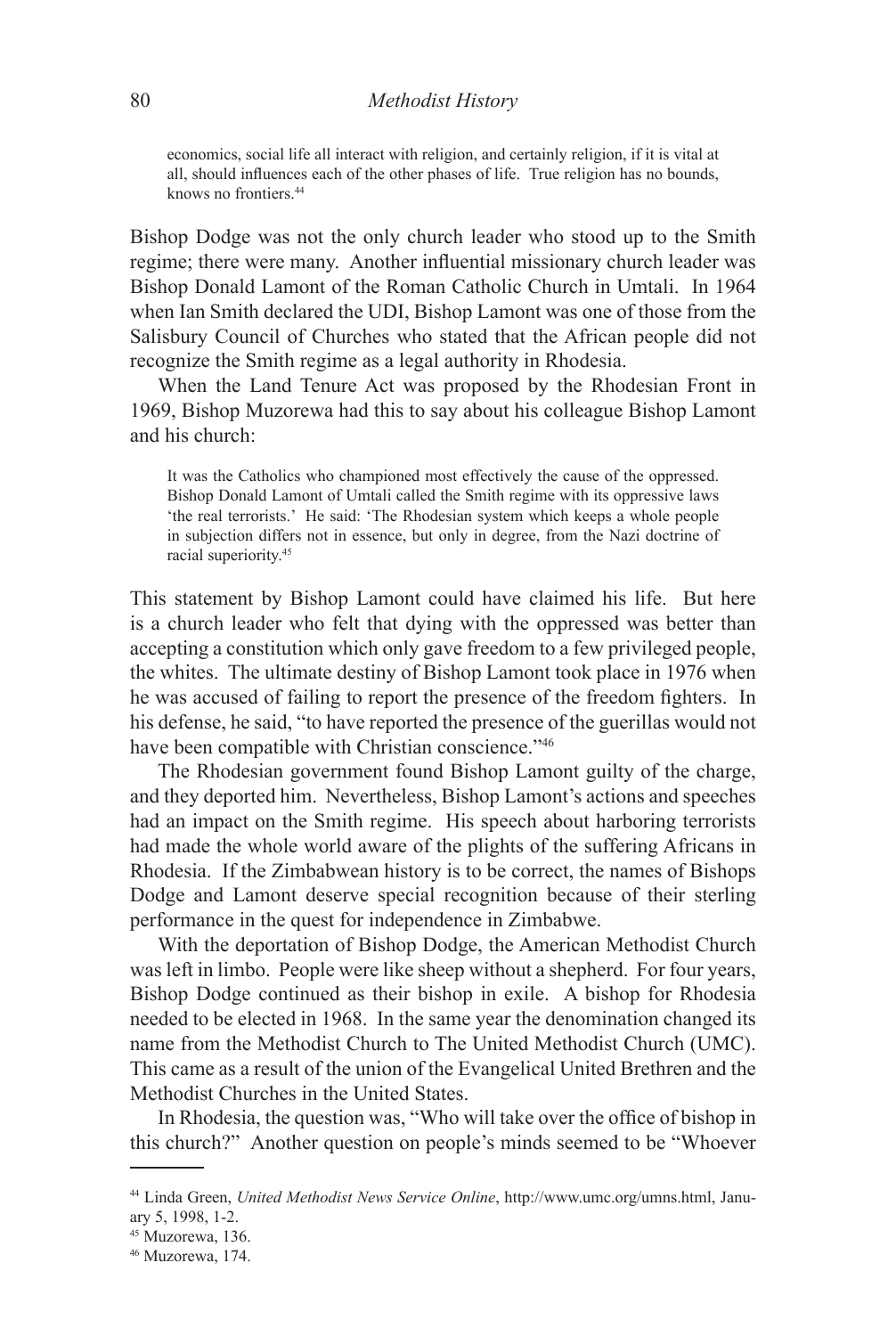> economics, social life all interact with religion, and certainly religion, if it is vital at all, should influences each of the other phases of life. True religion has no bounds, knows no frontiers.[44]

Bishop Dodge was not the only church leader who stood up to the Smith regime; there were many. Another influential missionary church leader was Bishop Donald Lamont of the Roman Catholic Church in Umtali. In 1964 when Ian Smith declared the UDI, Bishop Lamont was one of those from the Salisbury Council of Churches who stated that the African people did not recognize the Smith regime as a legal authority in Rhodesia.

When the Land Tenure Act was proposed by the Rhodesian Front in 1969, Bishop Muzorewa had this to say about his colleague Bishop Lamont and his church:

> It was the Catholics who championed most effectively the cause of the oppressed. Bishop Donald Lamont of Umtali called the Smith regime with its oppressive laws 'the real terrorists.' He said: 'The Rhodesian system which keeps a whole people in subjection differs not in essence, but only in degree, from the Nazi doctrine of racial superiority.[45]

This statement by Bishop Lamont could have claimed his life. But here is a church leader who felt that dying with the oppressed was better than accepting a constitution which only gave freedom to a few privileged people, the whites. The ultimate destiny of Bishop Lamont took place in 1976 when he was accused of failing to report the presence of the freedom fighters. In his defense, he said, "to have reported the presence of the guerillas would not have been compatible with Christian conscience."[46]

The Rhodesian government found Bishop Lamont guilty of the charge, and they deported him. Nevertheless, Bishop Lamont's actions and speeches had an impact on the Smith regime. His speech about harboring terrorists had made the whole world aware of the plights of the suffering Africans in Rhodesia. If the Zimbabwean history is to be correct, the names of Bishops Dodge and Lamont deserve special recognition because of their sterling performance in the quest for independence in Zimbabwe.

With the deportation of Bishop Dodge, the American Methodist Church was left in limbo. People were like sheep without a shepherd. For four years, Bishop Dodge continued as their bishop in exile. A bishop for Rhodesia needed to be elected in 1968. In the same year the denomination changed its name from the Methodist Church to The United Methodist Church (UMC). This came as a result of the union of the Evangelical United Brethren and the Methodist Churches in the United States.

In Rhodesia, the question was, "Who will take over the office of bishop in this church?" Another question on people's minds seemed to be "Whoever

---

[44] Linda Green, *United Methodist News Service Online*, http://www.umc.org/umns.html, January 5, 1998, 1-2.

[45] Muzorewa, 136.

[46] Muzorewa, 174.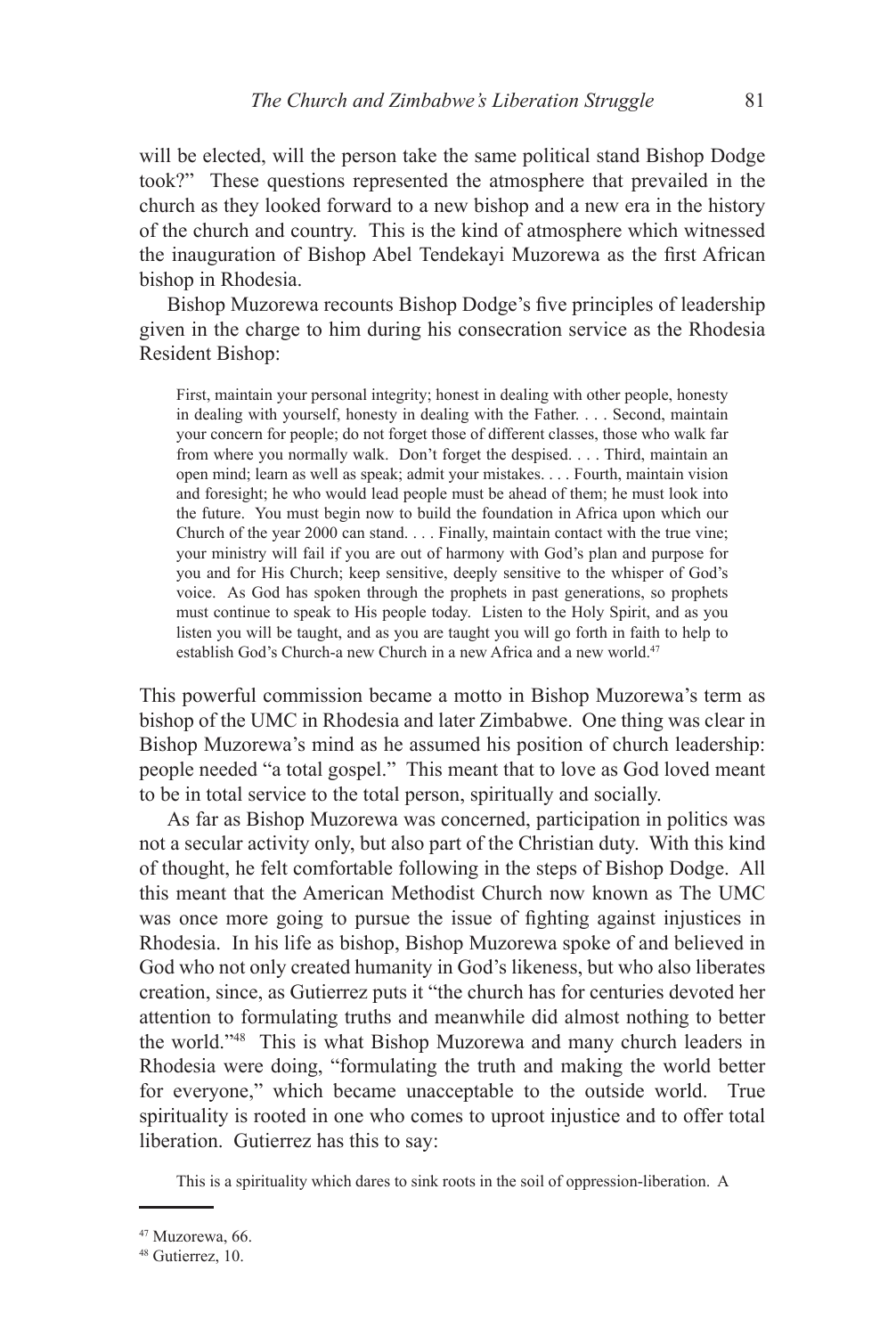will be elected, will the person take the same political stand Bishop Dodge took?" These questions represented the atmosphere that prevailed in the church as they looked forward to a new bishop and a new era in the history of the church and country. This is the kind of atmosphere which witnessed the inauguration of Bishop Abel Tendekayi Muzorewa as the first African bishop in Rhodesia.

Bishop Muzorewa recounts Bishop Dodge's five principles of leadership given in the charge to him during his consecration service as the Rhodesia Resident Bishop:

> First, maintain your personal integrity; honest in dealing with other people, honesty in dealing with yourself, honesty in dealing with the Father. . . . Second, maintain your concern for people; do not forget those of different classes, those who walk far from where you normally walk. Don't forget the despised. . . . Third, maintain an open mind; learn as well as speak; admit your mistakes. . . . Fourth, maintain vision and foresight; he who would lead people must be ahead of them; he must look into the future. You must begin now to build the foundation in Africa upon which our Church of the year 2000 can stand. . . . Finally, maintain contact with the true vine; your ministry will fail if you are out of harmony with God's plan and purpose for you and for His Church; keep sensitive, deeply sensitive to the whisper of God's voice. As God has spoken through the prophets in past generations, so prophets must continue to speak to His people today. Listen to the Holy Spirit, and as you listen you will be taught, and as you are taught you will go forth in faith to help to establish God's Church-a new Church in a new Africa and a new world.[47]

This powerful commission became a motto in Bishop Muzorewa's term as bishop of the UMC in Rhodesia and later Zimbabwe. One thing was clear in Bishop Muzorewa's mind as he assumed his position of church leadership: people needed "a total gospel." This meant that to love as God loved meant to be in total service to the total person, spiritually and socially.

As far as Bishop Muzorewa was concerned, participation in politics was not a secular activity only, but also part of the Christian duty. With this kind of thought, he felt comfortable following in the steps of Bishop Dodge. All this meant that the American Methodist Church now known as The UMC was once more going to pursue the issue of fighting against injustices in Rhodesia. In his life as bishop, Bishop Muzorewa spoke of and believed in God who not only created humanity in God's likeness, but who also liberates creation, since, as Gutierrez puts it "the church has for centuries devoted her attention to formulating truths and meanwhile did almost nothing to better the world."[48] This is what Bishop Muzorewa and many church leaders in Rhodesia were doing, "formulating the truth and making the world better for everyone," which became unacceptable to the outside world. True spirituality is rooted in one who comes to uproot injustice and to offer total liberation. Gutierrez has this to say:

> This is a spirituality which dares to sink roots in the soil of oppression-liberation. A

---

[47] Muzorewa, 66.

[48] Gutierrez, 10.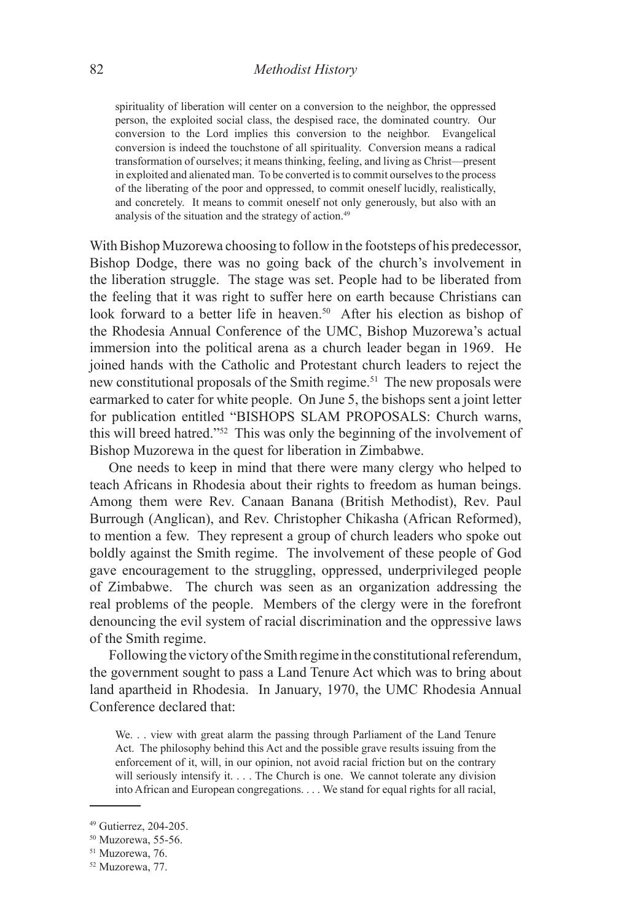> spirituality of liberation will center on a conversion to the neighbor, the oppressed person, the exploited social class, the despised race, the dominated country. Our conversion to the Lord implies this conversion to the neighbor. Evangelical conversion is indeed the touchstone of all spirituality. Conversion means a radical transformation of ourselves; it means thinking, feeling, and living as Christ—present in exploited and alienated man. To be converted is to commit ourselves to the process of the liberating of the poor and oppressed, to commit oneself lucidly, realistically, and concretely. It means to commit oneself not only generously, but also with an analysis of the situation and the strategy of action.[49]

With Bishop Muzorewa choosing to follow in the footsteps of his predecessor, Bishop Dodge, there was no going back of the church's involvement in the liberation struggle. The stage was set. People had to be liberated from the feeling that it was right to suffer here on earth because Christians can look forward to a better life in heaven.[50] After his election as bishop of the Rhodesia Annual Conference of the UMC, Bishop Muzorewa's actual immersion into the political arena as a church leader began in 1969. He joined hands with the Catholic and Protestant church leaders to reject the new constitutional proposals of the Smith regime.[51] The new proposals were earmarked to cater for white people. On June 5, the bishops sent a joint letter for publication entitled "BISHOPS SLAM PROPOSALS: Church warns, this will breed hatred."[52] This was only the beginning of the involvement of Bishop Muzorewa in the quest for liberation in Zimbabwe.

One needs to keep in mind that there were many clergy who helped to teach Africans in Rhodesia about their rights to freedom as human beings. Among them were Rev. Canaan Banana (British Methodist), Rev. Paul Burrough (Anglican), and Rev. Christopher Chikasha (African Reformed), to mention a few. They represent a group of church leaders who spoke out boldly against the Smith regime. The involvement of these people of God gave encouragement to the struggling, oppressed, underprivileged people of Zimbabwe. The church was seen as an organization addressing the real problems of the people. Members of the clergy were in the forefront denouncing the evil system of racial discrimination and the oppressive laws of the Smith regime.

Following the victory of the Smith regime in the constitutional referendum, the government sought to pass a Land Tenure Act which was to bring about land apartheid in Rhodesia. In January, 1970, the UMC Rhodesia Annual Conference declared that:

> We. . . view with great alarm the passing through Parliament of the Land Tenure Act. The philosophy behind this Act and the possible grave results issuing from the enforcement of it, will, in our opinion, not avoid racial friction but on the contrary will seriously intensify it. . . . The Church is one. We cannot tolerate any division into African and European congregations. . . . We stand for equal rights for all racial,

---

[49] Gutierrez, 204-205.

[50] Muzorewa, 55-56.

[51] Muzorewa, 76.

[52] Muzorewa, 77.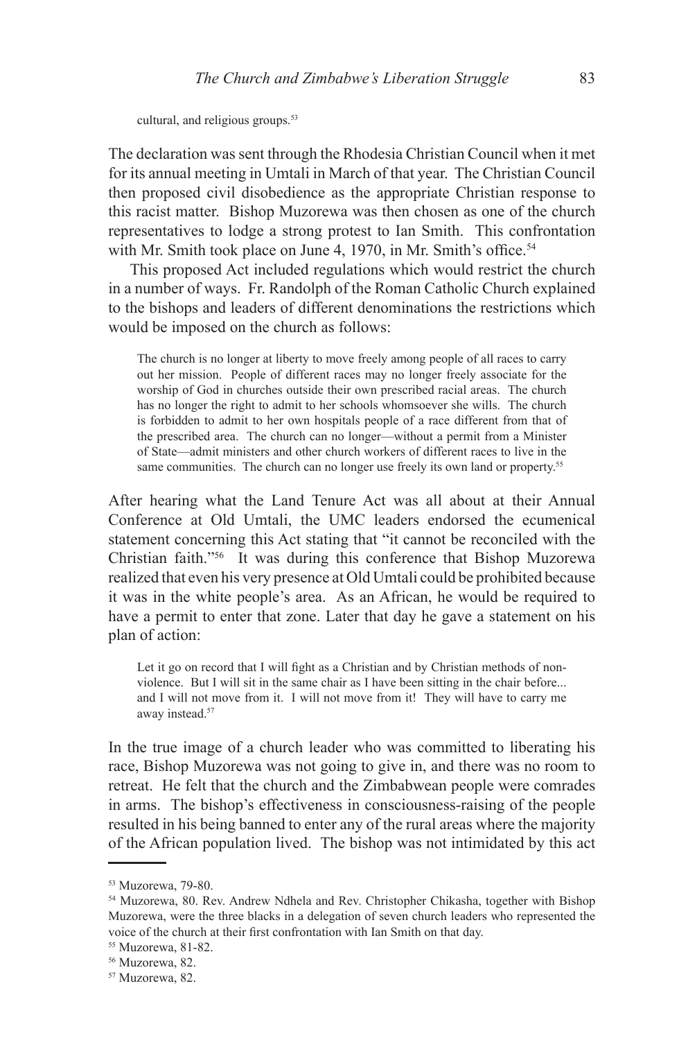cultural, and religious groups.[53]

The declaration was sent through the Rhodesia Christian Council when it met for its annual meeting in Umtali in March of that year. The Christian Council then proposed civil disobedience as the appropriate Christian response to this racist matter. Bishop Muzorewa was then chosen as one of the church representatives to lodge a strong protest to Ian Smith. This confrontation with Mr. Smith took place on June 4, 1970, in Mr. Smith's office.[54]

This proposed Act included regulations which would restrict the church in a number of ways. Fr. Randolph of the Roman Catholic Church explained to the bishops and leaders of different denominations the restrictions which would be imposed on the church as follows:

> The church is no longer at liberty to move freely among people of all races to carry out her mission. People of different races may no longer freely associate for the worship of God in churches outside their own prescribed racial areas. The church has no longer the right to admit to her schools whomsoever she wills. The church is forbidden to admit to her own hospitals people of a race different from that of the prescribed area. The church can no longer—without a permit from a Minister of State—admit ministers and other church workers of different races to live in the same communities. The church can no longer use freely its own land or property.[55]

After hearing what the Land Tenure Act was all about at their Annual Conference at Old Umtali, the UMC leaders endorsed the ecumenical statement concerning this Act stating that "it cannot be reconciled with the Christian faith."[56] It was during this conference that Bishop Muzorewa realized that even his very presence at Old Umtali could be prohibited because it was in the white people's area. As an African, he would be required to have a permit to enter that zone. Later that day he gave a statement on his plan of action:

> Let it go on record that I will fight as a Christian and by Christian methods of non-violence. But I will sit in the same chair as I have been sitting in the chair before... and I will not move from it. I will not move from it! They will have to carry me away instead.[57]

In the true image of a church leader who was committed to liberating his race, Bishop Muzorewa was not going to give in, and there was no room to retreat. He felt that the church and the Zimbabwean people were comrades in arms. The bishop's effectiveness in consciousness-raising of the people resulted in his being banned to enter any of the rural areas where the majority of the African population lived. The bishop was not intimidated by this act

---

[53] Muzorewa, 79-80.

[54] Muzorewa, 80. Rev. Andrew Ndhela and Rev. Christopher Chikasha, together with Bishop Muzorewa, were the three blacks in a delegation of seven church leaders who represented the voice of the church at their first confrontation with Ian Smith on that day.

[55] Muzorewa, 81-82.

[56] Muzorewa, 82.

[57] Muzorewa, 82.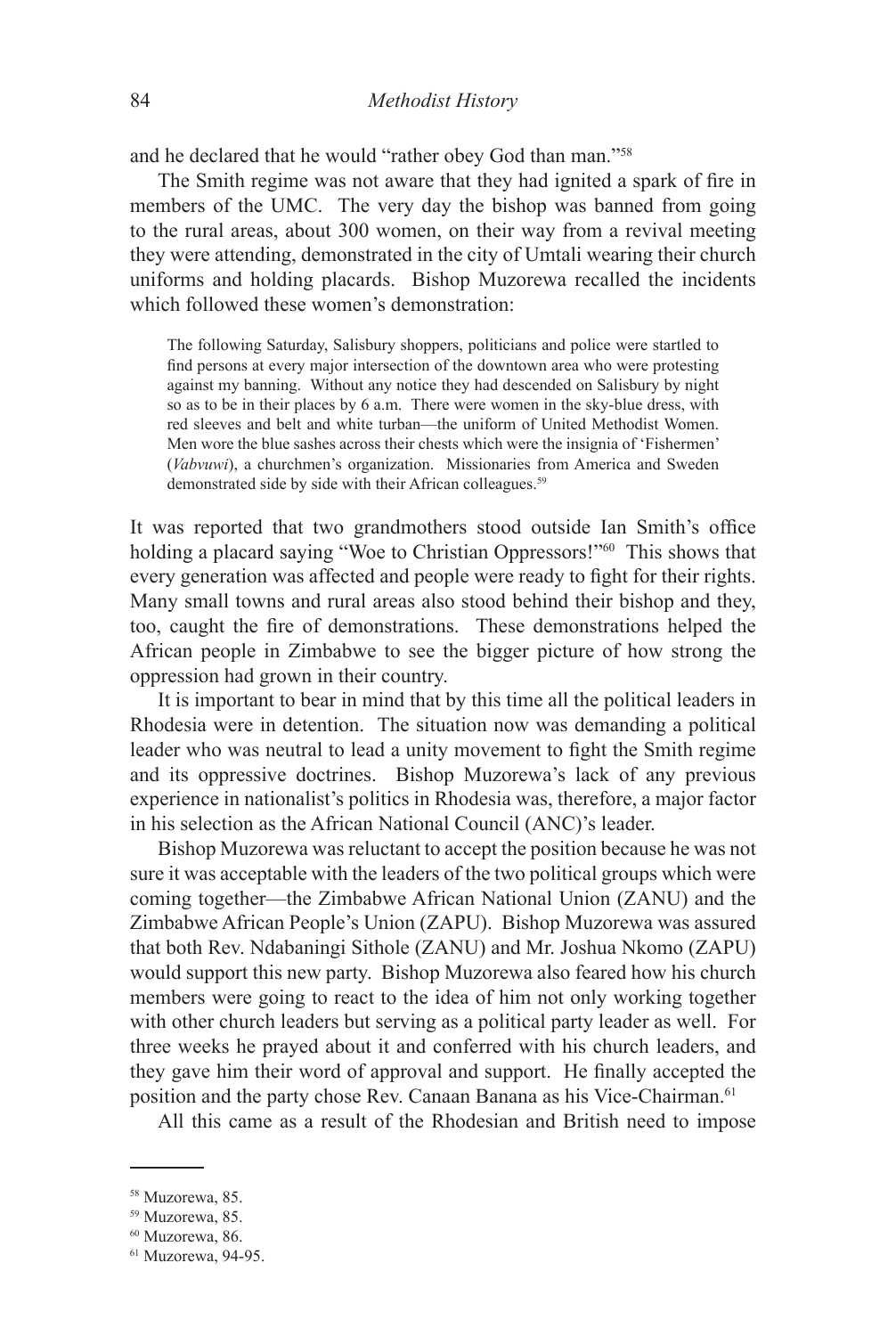and he declared that he would "rather obey God than man."[58]

The Smith regime was not aware that they had ignited a spark of fire in members of the UMC. The very day the bishop was banned from going to the rural areas, about 300 women, on their way from a revival meeting they were attending, demonstrated in the city of Umtali wearing their church uniforms and holding placards. Bishop Muzorewa recalled the incidents which followed these women's demonstration:

> The following Saturday, Salisbury shoppers, politicians and police were startled to find persons at every major intersection of the downtown area who were protesting against my banning. Without any notice they had descended on Salisbury by night so as to be in their places by 6 a.m. There were women in the sky-blue dress, with red sleeves and belt and white turban—the uniform of United Methodist Women. Men wore the blue sashes across their chests which were the insignia of 'Fishermen' (*Vabvuwi*), a churchmen's organization. Missionaries from America and Sweden demonstrated side by side with their African colleagues.[59]

It was reported that two grandmothers stood outside Ian Smith's office holding a placard saying "Woe to Christian Oppressors!"[60] This shows that every generation was affected and people were ready to fight for their rights. Many small towns and rural areas also stood behind their bishop and they, too, caught the fire of demonstrations. These demonstrations helped the African people in Zimbabwe to see the bigger picture of how strong the oppression had grown in their country.

It is important to bear in mind that by this time all the political leaders in Rhodesia were in detention. The situation now was demanding a political leader who was neutral to lead a unity movement to fight the Smith regime and its oppressive doctrines. Bishop Muzorewa's lack of any previous experience in nationalist's politics in Rhodesia was, therefore, a major factor in his selection as the African National Council (ANC)'s leader.

Bishop Muzorewa was reluctant to accept the position because he was not sure it was acceptable with the leaders of the two political groups which were coming together—the Zimbabwe African National Union (ZANU) and the Zimbabwe African People's Union (ZAPU). Bishop Muzorewa was assured that both Rev. Ndabaningi Sithole (ZANU) and Mr. Joshua Nkomo (ZAPU) would support this new party. Bishop Muzorewa also feared how his church members were going to react to the idea of him not only working together with other church leaders but serving as a political party leader as well. For three weeks he prayed about it and conferred with his church leaders, and they gave him their word of approval and support. He finally accepted the position and the party chose Rev. Canaan Banana as his Vice-Chairman.[61]

All this came as a result of the Rhodesian and British need to impose

---

[58] Muzorewa, 85.

[59] Muzorewa, 85.

[60] Muzorewa, 86.

[61] Muzorewa, 94-95.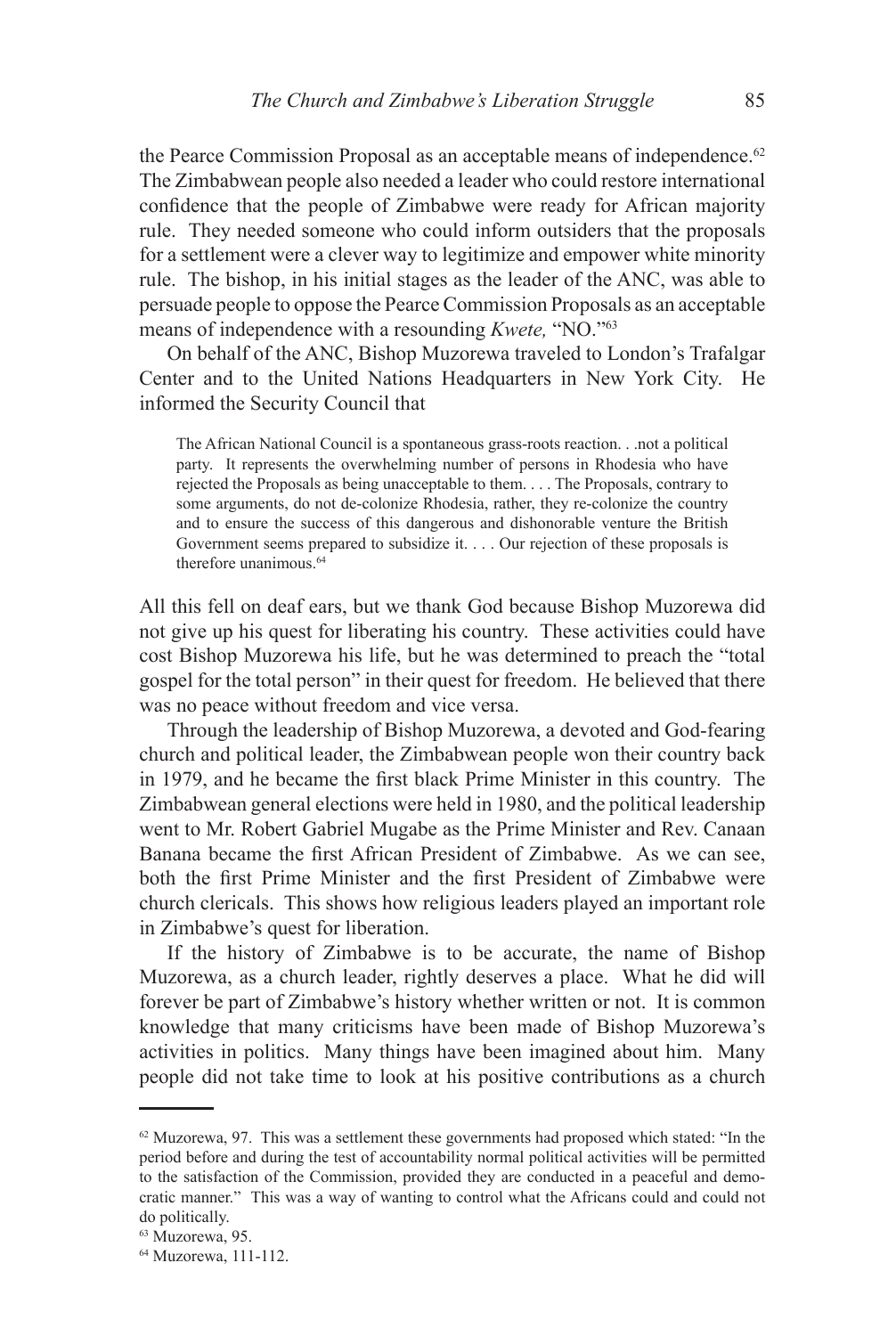the Pearce Commission Proposal as an acceptable means of independence.[62] The Zimbabwean people also needed a leader who could restore international confidence that the people of Zimbabwe were ready for African majority rule. They needed someone who could inform outsiders that the proposals for a settlement were a clever way to legitimize and empower white minority rule. The bishop, in his initial stages as the leader of the ANC, was able to persuade people to oppose the Pearce Commission Proposals as an acceptable means of independence with a resounding *Kwete,* "NO."[63]

On behalf of the ANC, Bishop Muzorewa traveled to London's Trafalgar Center and to the United Nations Headquarters in New York City. He informed the Security Council that

> The African National Council is a spontaneous grass-roots reaction. . .not a political party. It represents the overwhelming number of persons in Rhodesia who have rejected the Proposals as being unacceptable to them. . . . The Proposals, contrary to some arguments, do not de-colonize Rhodesia, rather, they re-colonize the country and to ensure the success of this dangerous and dishonorable venture the British Government seems prepared to subsidize it. . . . Our rejection of these proposals is therefore unanimous.[64]

All this fell on deaf ears, but we thank God because Bishop Muzorewa did not give up his quest for liberating his country. These activities could have cost Bishop Muzorewa his life, but he was determined to preach the "total gospel for the total person" in their quest for freedom. He believed that there was no peace without freedom and vice versa.

Through the leadership of Bishop Muzorewa, a devoted and God-fearing church and political leader, the Zimbabwean people won their country back in 1979, and he became the first black Prime Minister in this country. The Zimbabwean general elections were held in 1980, and the political leadership went to Mr. Robert Gabriel Mugabe as the Prime Minister and Rev. Canaan Banana became the first African President of Zimbabwe. As we can see, both the first Prime Minister and the first President of Zimbabwe were church clericals. This shows how religious leaders played an important role in Zimbabwe's quest for liberation.

If the history of Zimbabwe is to be accurate, the name of Bishop Muzorewa, as a church leader, rightly deserves a place. What he did will forever be part of Zimbabwe's history whether written or not. It is common knowledge that many criticisms have been made of Bishop Muzorewa's activities in politics. Many things have been imagined about him. Many people did not take time to look at his positive contributions as a church

---

[62] Muzorewa, 97. This was a settlement these governments had proposed which stated: "In the period before and during the test of accountability normal political activities will be permitted to the satisfaction of the Commission, provided they are conducted in a peaceful and democratic manner." This was a way of wanting to control what the Africans could and could not do politically.

[63] Muzorewa, 95.

[64] Muzorewa, 111-112.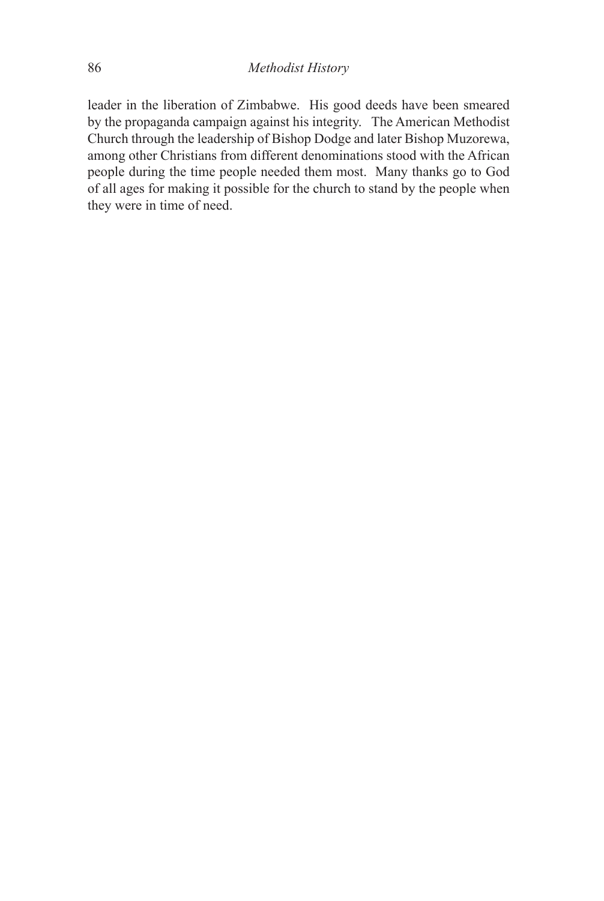leader in the liberation of Zimbabwe. His good deeds have been smeared by the propaganda campaign against his integrity. The American Methodist Church through the leadership of Bishop Dodge and later Bishop Muzorewa, among other Christians from different denominations stood with the African people during the time people needed them most. Many thanks go to God of all ages for making it possible for the church to stand by the people when they were in time of need.